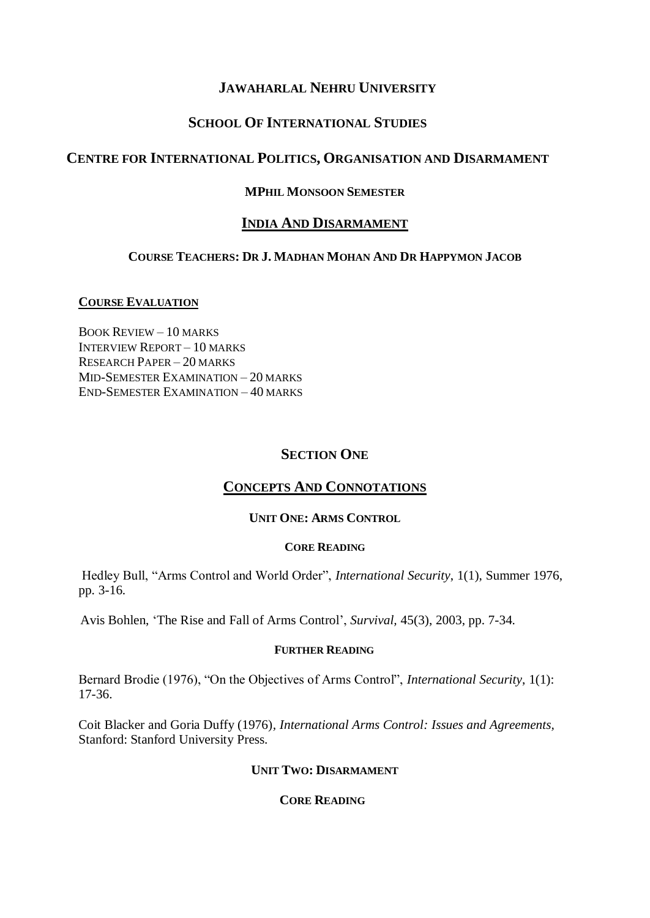# JAWAHARLAL NEHRU UNIVERSITY

## SCHOOL OF INTERNATIONAL STUDIES

## CENTRE FOR INTERNATIONAL POLITICS, ORGANISATION AND DISARMAMENT

### MPHIL MONSOON SEMESTER

## INDIA AND DISARMAMENT

### COURSE TEACHERS: DR J. MADHAN MOHAN AND DR HAPPYMON JACOB

**COURSE EVALUATION**

BOOK REVIEW – 10 MARKS
INTERVIEW REPORT – 10 MARKS
RESEARCH PAPER – 20 MARKS
MID-SEMESTER EXAMINATION – 20 MARKS
END-SEMESTER EXAMINATION – 40 MARKS

## SECTION ONE

## CONCEPTS AND CONNOTATIONS

### UNIT ONE: ARMS CONTROL

#### CORE READING

Hedley Bull, "Arms Control and World Order", *International Security*, 1(1), Summer 1976, pp. 3-16.

Avis Bohlen, 'The Rise and Fall of Arms Control', *Survival*, 45(3), 2003, pp. 7-34.

#### FURTHER READING

Bernard Brodie (1976), "On the Objectives of Arms Control", *International Security*, 1(1): 17-36.

Coit Blacker and Goria Duffy (1976), *International Arms Control: Issues and Agreements*, Stanford: Stanford University Press.

### UNIT TWO: DISARMAMENT

#### CORE READING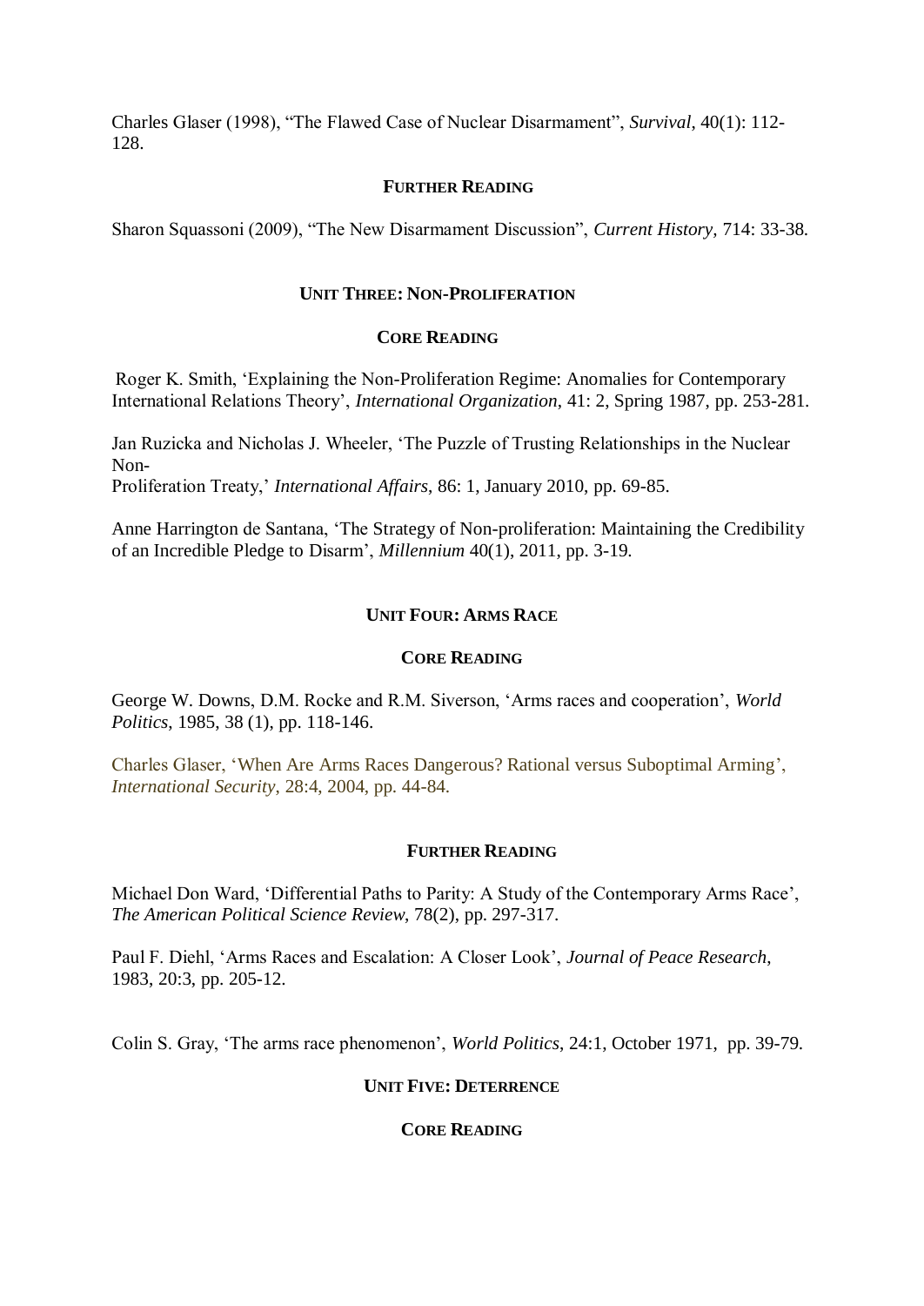Charles Glaser (1998), “The Flawed Case of Nuclear Disarmament”, *Survival*, 40(1): 112-128.

### FURTHER READING

Sharon Squassoni (2009), “The New Disarmament Discussion”, *Current History,* 714: 33-38.

## UNIT THREE: NON-PROLIFERATION

### CORE READING

Roger K. Smith, ‘Explaining the Non-Proliferation Regime: Anomalies for Contemporary International Relations Theory’, *International Organization*, 41: 2, Spring 1987, pp. 253-281.

Jan Ruzicka and Nicholas J. Wheeler, ‘The Puzzle of Trusting Relationships in the Nuclear Non-Proliferation Treaty,’ *International Affairs*, 86: 1, January 2010, pp. 69-85.

Anne Harrington de Santana, ‘The Strategy of Non-proliferation: Maintaining the Credibility of an Incredible Pledge to Disarm’, *Millennium* 40(1), 2011, pp. 3-19.

## UNIT FOUR: ARMS RACE

### CORE READING

George W. Downs, D.M. Rocke and R.M. Siverson, ‘Arms races and cooperation’, *World Politics*, 1985, 38 (1), pp. 118-146.

Charles Glaser, ‘When Are Arms Races Dangerous? Rational versus Suboptimal Arming’, *International Security*, 28:4, 2004, pp. 44-84.

### FURTHER READING

Michael Don Ward, ‘Differential Paths to Parity: A Study of the Contemporary Arms Race’, *The American Political Science Review*, 78(2), pp. 297-317.

Paul F. Diehl, ‘Arms Races and Escalation: A Closer Look’, *Journal of Peace Research,* 1983, 20:3, pp. 205-12.

Colin S. Gray, ‘The arms race phenomenon’, *World Politics*, 24:1, October 1971, pp. 39-79.

## UNIT FIVE: DETERRENCE

### CORE READING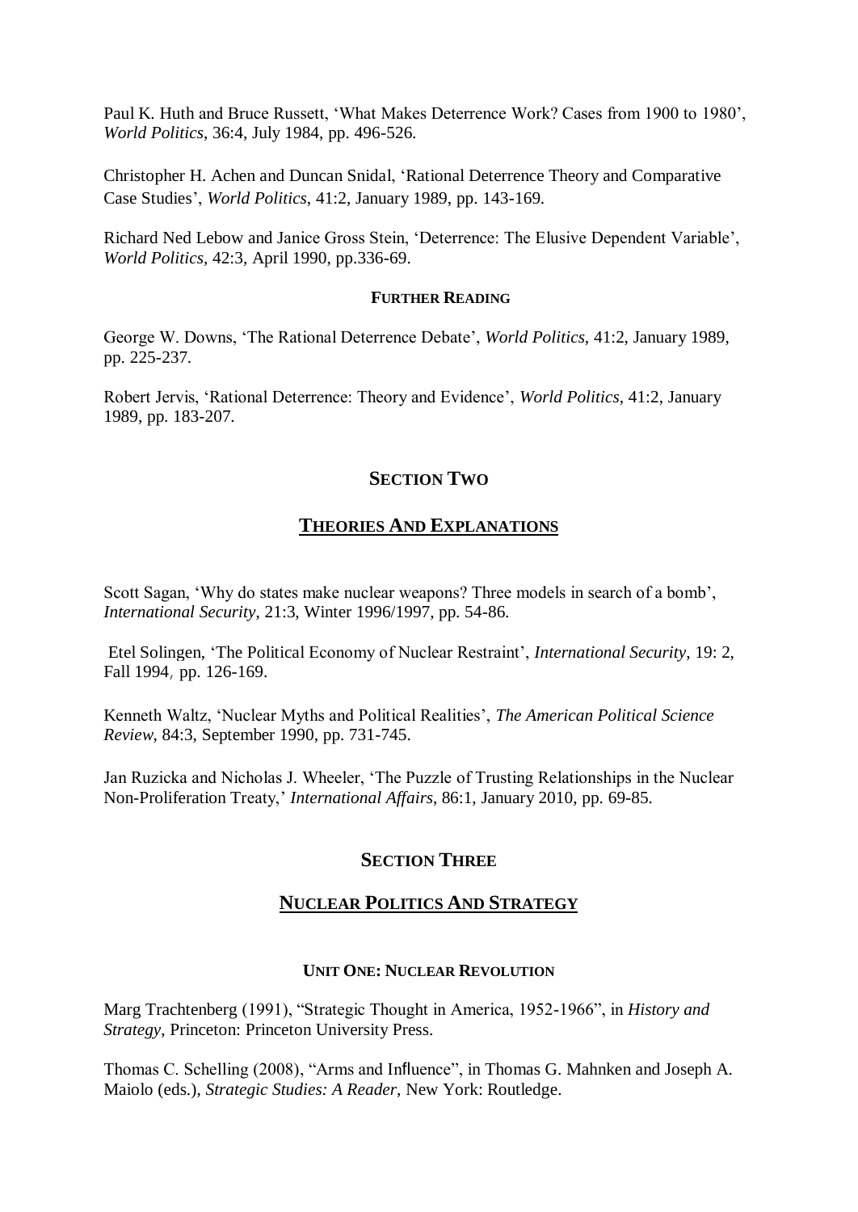Paul K. Huth and Bruce Russett, 'What Makes Deterrence Work? Cases from 1900 to 1980', *World Politics*, 36:4, July 1984, pp. 496-526.

Christopher H. Achen and Duncan Snidal, 'Rational Deterrence Theory and Comparative Case Studies', *World Politics*, 41:2, January 1989, pp. 143-169.

Richard Ned Lebow and Janice Gross Stein, 'Deterrence: The Elusive Dependent Variable', *World Politics*, 42:3, April 1990, pp.336-69.

#### FURTHER READING

George W. Downs, 'The Rational Deterrence Debate', *World Politics*, 41:2, January 1989, pp. 225-237.

Robert Jervis, 'Rational Deterrence: Theory and Evidence', *World Politics*, 41:2, January 1989, pp. 183-207.

## SECTION TWO

## THEORIES AND EXPLANATIONS

Scott Sagan, 'Why do states make nuclear weapons? Three models in search of a bomb', *International Security*, 21:3, Winter 1996/1997, pp. 54-86.

Etel Solingen, 'The Political Economy of Nuclear Restraint', *International Security*, 19: 2, Fall 1994, pp. 126-169.

Kenneth Waltz, 'Nuclear Myths and Political Realities', *The American Political Science Review*, 84:3, September 1990, pp. 731-745.

Jan Ruzicka and Nicholas J. Wheeler, 'The Puzzle of Trusting Relationships in the Nuclear Non-Proliferation Treaty,' *International Affairs*, 86:1, January 2010, pp. 69-85.

## SECTION THREE

## NUCLEAR POLITICS AND STRATEGY

#### UNIT ONE: NUCLEAR REVOLUTION

Marg Trachtenberg (1991), "Strategic Thought in America, 1952-1966", in *History and Strategy*, Princeton: Princeton University Press.

Thomas C. Schelling (2008), "Arms and Influence", in Thomas G. Mahnken and Joseph A. Maiolo (eds.), *Strategic Studies: A Reader*, New York: Routledge.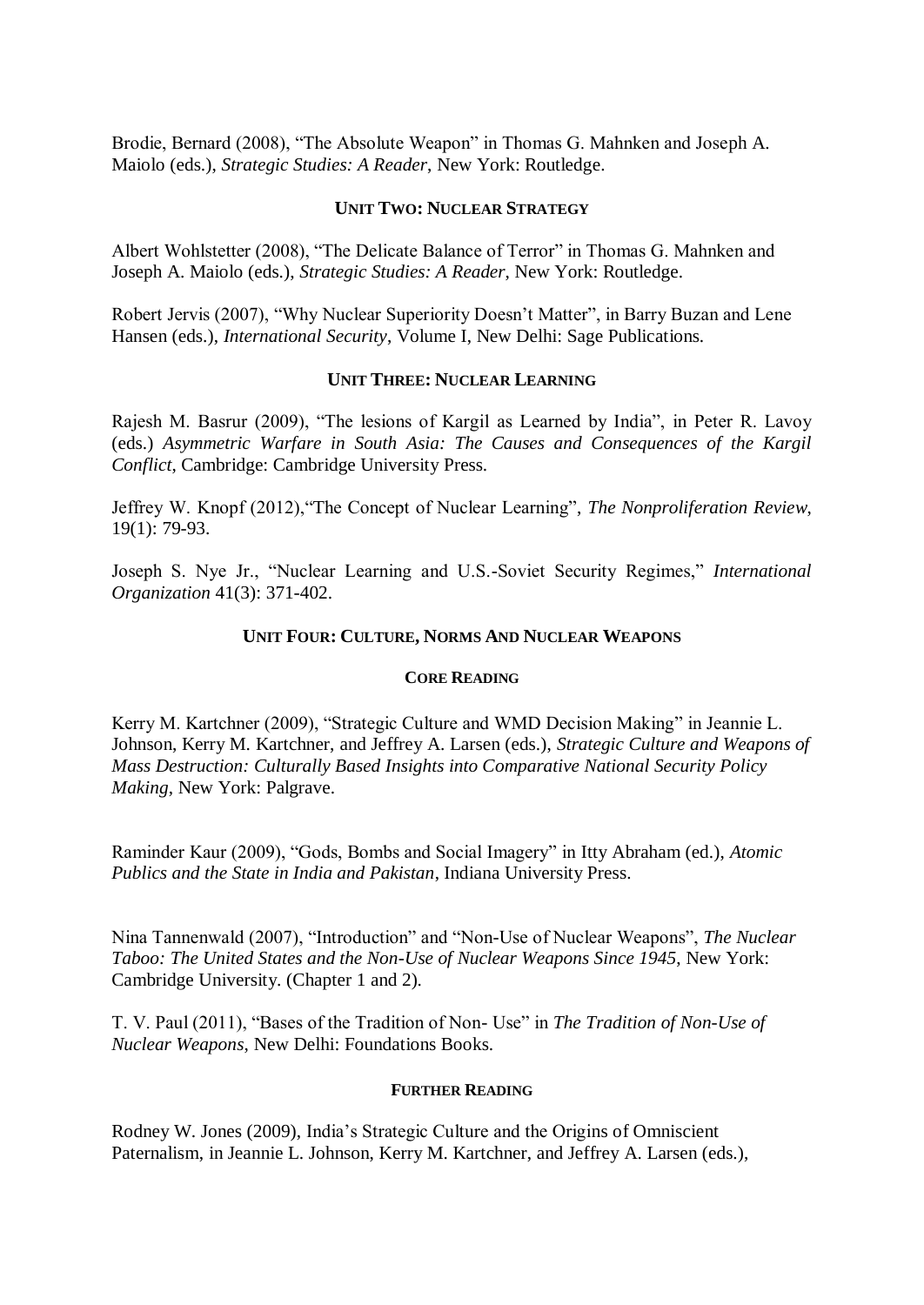Brodie, Bernard (2008), “The Absolute Weapon” in Thomas G. Mahnken and Joseph A. Maiolo (eds.), *Strategic Studies: A Reader*, New York: Routledge.

### UNIT TWO: NUCLEAR STRATEGY

Albert Wohlstetter (2008), “The Delicate Balance of Terror” in Thomas G. Mahnken and Joseph A. Maiolo (eds.), *Strategic Studies: A Reader*, New York: Routledge.

Robert Jervis (2007), “Why Nuclear Superiority Doesn’t Matter”, in Barry Buzan and Lene Hansen (eds.), *International Security,* Volume I, New Delhi: Sage Publications.

### UNIT THREE: NUCLEAR LEARNING

Rajesh M. Basrur (2009), “The lesions of Kargil as Learned by India”, in Peter R. Lavoy (eds.) *Asymmetric Warfare in South Asia: The Causes and Consequences of the Kargil Conflict*, Cambridge: Cambridge University Press.

Jeffrey W. Knopf (2012),“The Concept of Nuclear Learning”, *The Nonproliferation Review*, 19(1): 79-93.

Joseph S. Nye Jr., “Nuclear Learning and U.S.-Soviet Security Regimes,” *International Organization* 41(3): 371-402.

### UNIT FOUR: CULTURE, NORMS AND NUCLEAR WEAPONS

#### CORE READING

Kerry M. Kartchner (2009), “Strategic Culture and WMD Decision Making” in Jeannie L. Johnson, Kerry M. Kartchner, and Jeffrey A. Larsen (eds.), *Strategic Culture and Weapons of Mass Destruction: Culturally Based Insights into Comparative National Security Policy Making*, New York: Palgrave.

Raminder Kaur (2009), “Gods, Bombs and Social Imagery” in Itty Abraham (ed.), *Atomic Publics and the State in India and Pakistan*, Indiana University Press.

Nina Tannenwald (2007), “Introduction” and “Non-Use of Nuclear Weapons”, *The Nuclear Taboo: The United States and the Non-Use of Nuclear Weapons Since 1945*, New York: Cambridge University. (Chapter 1 and 2).

T. V. Paul (2011), “Bases of the Tradition of Non- Use” in *The Tradition of Non-Use of Nuclear Weapons*, New Delhi: Foundations Books.

#### FURTHER READING

Rodney W. Jones (2009), India’s Strategic Culture and the Origins of Omniscient Paternalism, in Jeannie L. Johnson, Kerry M. Kartchner, and Jeffrey A. Larsen (eds.),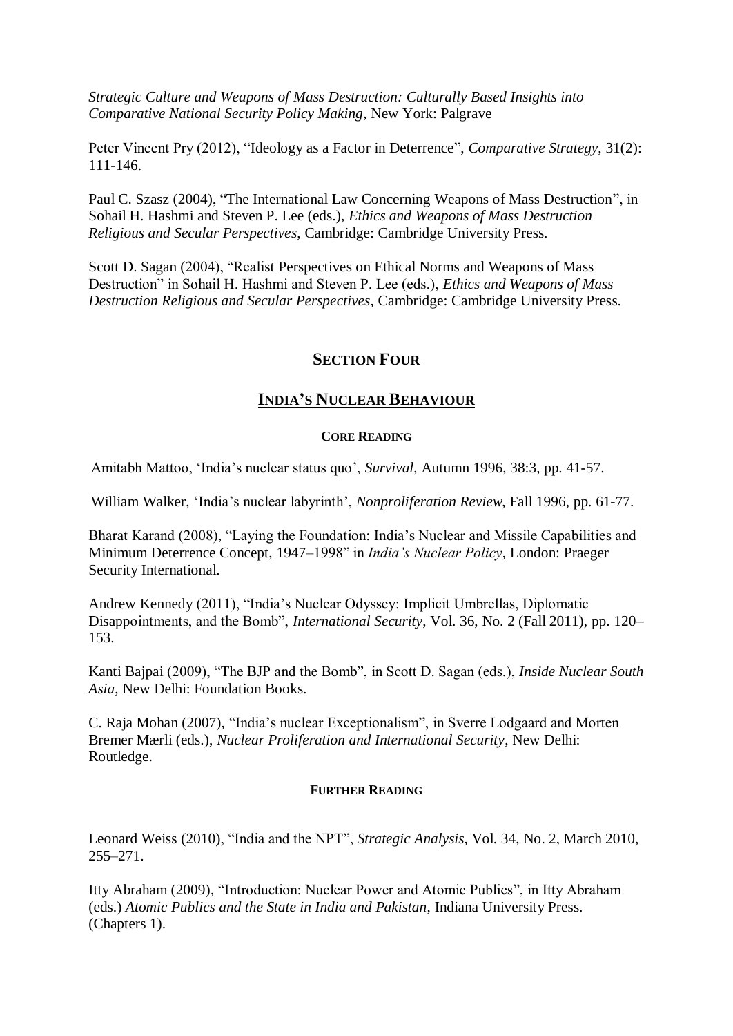*Strategic Culture and Weapons of Mass Destruction: Culturally Based Insights into Comparative National Security Policy Making*, New York: Palgrave

Peter Vincent Pry (2012), "Ideology as a Factor in Deterrence", *Comparative Strategy*, 31(2): 111-146.

Paul C. Szasz (2004), "The International Law Concerning Weapons of Mass Destruction", in Sohail H. Hashmi and Steven P. Lee (eds.), *Ethics and Weapons of Mass Destruction Religious and Secular Perspectives*, Cambridge: Cambridge University Press.

Scott D. Sagan (2004), "Realist Perspectives on Ethical Norms and Weapons of Mass Destruction" in Sohail H. Hashmi and Steven P. Lee (eds.), *Ethics and Weapons of Mass Destruction Religious and Secular Perspectives*, Cambridge: Cambridge University Press.

## SECTION FOUR

## INDIA'S NUCLEAR BEHAVIOUR

### CORE READING

Amitabh Mattoo, 'India's nuclear status quo', *Survival*, Autumn 1996, 38:3, pp. 41-57.

William Walker, 'India's nuclear labyrinth', *Nonproliferation Review*, Fall 1996, pp. 61-77.

Bharat Karand (2008), "Laying the Foundation: India's Nuclear and Missile Capabilities and Minimum Deterrence Concept, 1947–1998" in *India's Nuclear Policy*, London: Praeger Security International.

Andrew Kennedy (2011), "India's Nuclear Odyssey: Implicit Umbrellas, Diplomatic Disappointments, and the Bomb", *International Security*, Vol. 36, No. 2 (Fall 2011), pp. 120–153.

Kanti Bajpai (2009), "The BJP and the Bomb", in Scott D. Sagan (eds.), *Inside Nuclear South Asia*, New Delhi: Foundation Books.

C. Raja Mohan (2007), "India's nuclear Exceptionalism", in Sverre Lodgaard and Morten Bremer Mærli (eds.), *Nuclear Proliferation and International Security*, New Delhi: Routledge.

### FURTHER READING

Leonard Weiss (2010), "India and the NPT", *Strategic Analysis*, Vol. 34, No. 2, March 2010, 255–271.

Itty Abraham (2009), "Introduction: Nuclear Power and Atomic Publics", in Itty Abraham (eds.) *Atomic Publics and the State in India and Pakistan*, Indiana University Press. (Chapters 1).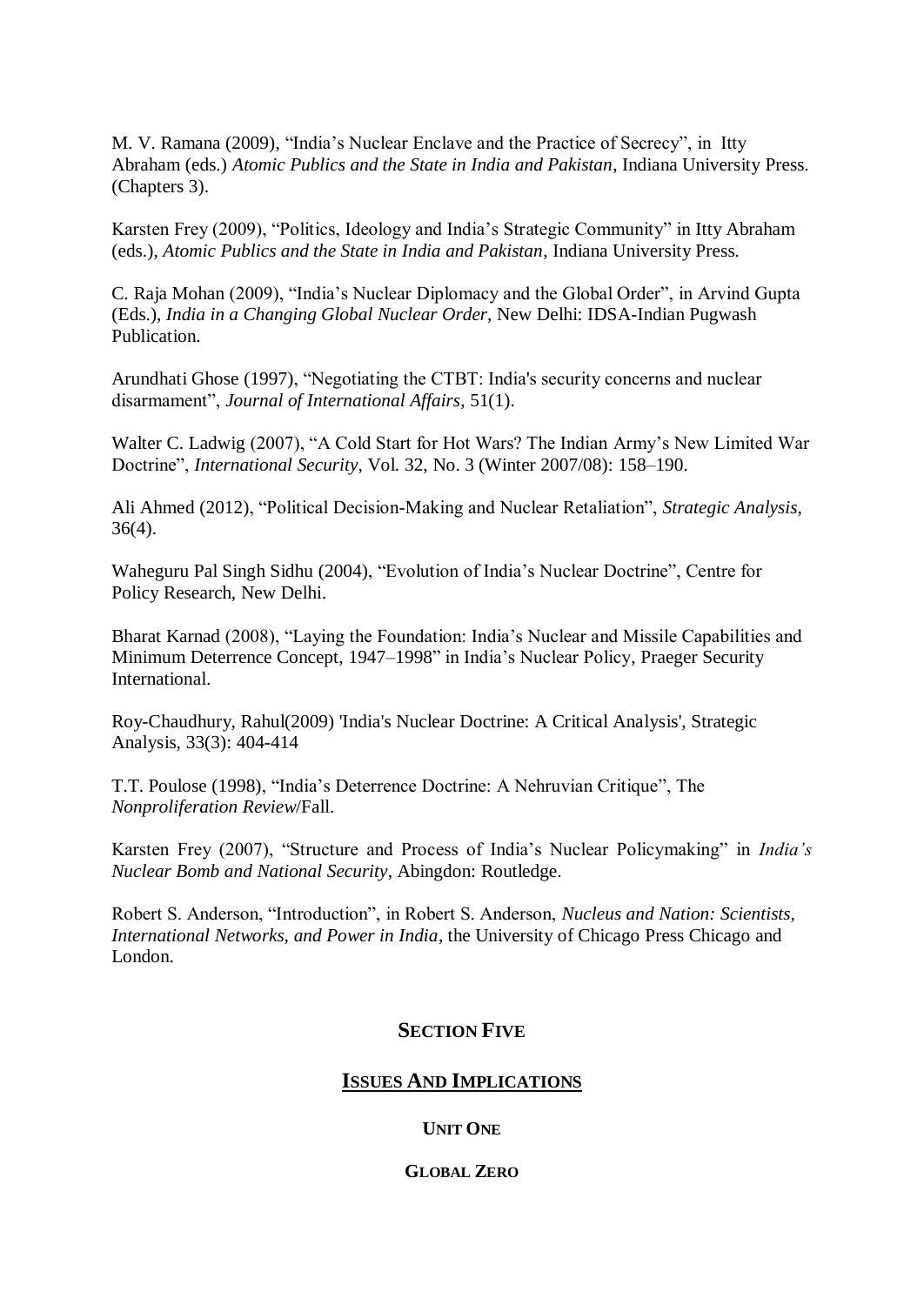M. V. Ramana (2009), "India's Nuclear Enclave and the Practice of Secrecy", in Itty Abraham (eds.) *Atomic Publics and the State in India and Pakistan*, Indiana University Press. (Chapters 3).

Karsten Frey (2009), "Politics, Ideology and India's Strategic Community" in Itty Abraham (eds.), *Atomic Publics and the State in India and Pakistan*, Indiana University Press.

C. Raja Mohan (2009), "India's Nuclear Diplomacy and the Global Order", in Arvind Gupta (Eds.), *India in a Changing Global Nuclear Order*, New Delhi: IDSA-Indian Pugwash Publication.

Arundhati Ghose (1997), "Negotiating the CTBT: India's security concerns and nuclear disarmament", *Journal of International Affairs*, 51(1).

Walter C. Ladwig (2007), "A Cold Start for Hot Wars? The Indian Army's New Limited War Doctrine", *International Security*, Vol. 32, No. 3 (Winter 2007/08): 158–190.

Ali Ahmed (2012), "Political Decision-Making and Nuclear Retaliation", *Strategic Analysis*, 36(4).

Waheguru Pal Singh Sidhu (2004), "Evolution of India's Nuclear Doctrine", Centre for Policy Research, New Delhi.

Bharat Karnad (2008), "Laying the Foundation: India's Nuclear and Missile Capabilities and Minimum Deterrence Concept, 1947–1998" in India's Nuclear Policy, Praeger Security International.

Roy-Chaudhury, Rahul(2009) 'India's Nuclear Doctrine: A Critical Analysis', Strategic Analysis, 33(3): 404-414

T.T. Poulose (1998), "India's Deterrence Doctrine: A Nehruvian Critique", The *Nonproliferation Review*/Fall.

Karsten Frey (2007), "Structure and Process of India's Nuclear Policymaking" in *India's Nuclear Bomb and National Security*, Abingdon: Routledge.

Robert S. Anderson, "Introduction", in Robert S. Anderson, *Nucleus and Nation: Scientists, International Networks, and Power in India*, the University of Chicago Press Chicago and London.

## SECTION FIVE

## ISSUES AND IMPLICATIONS

### UNIT ONE

### GLOBAL ZERO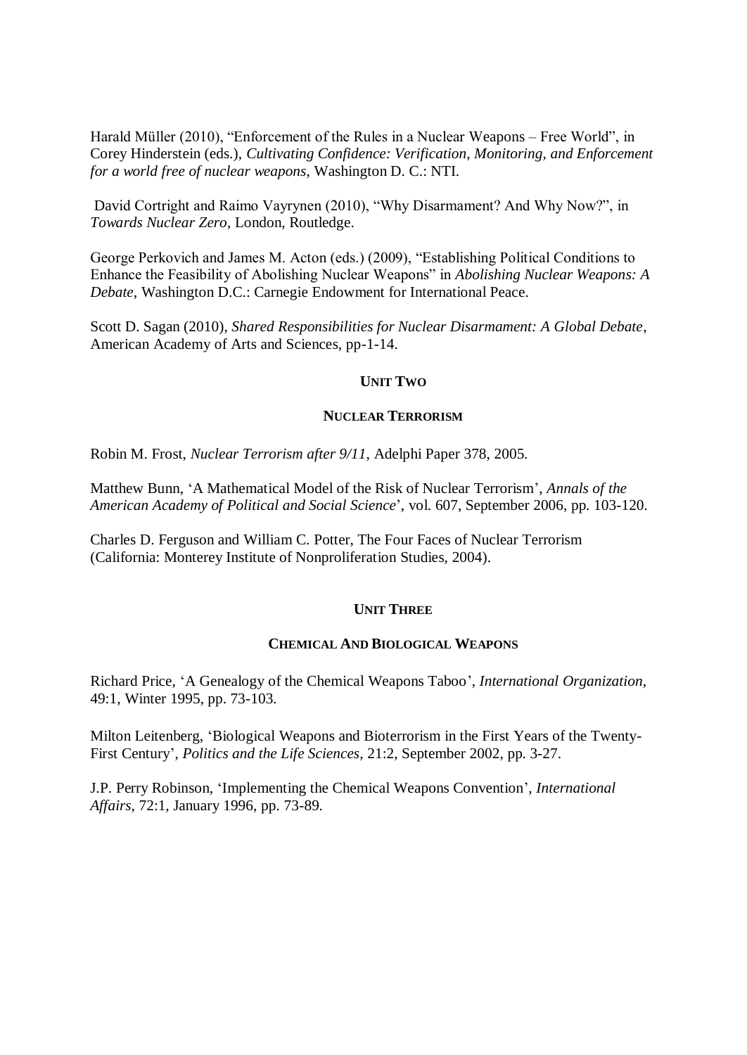Harald Müller (2010), "Enforcement of the Rules in a Nuclear Weapons – Free World", in Corey Hinderstein (eds.), *Cultivating Confidence: Verification, Monitoring, and Enforcement for a world free of nuclear weapons*, Washington D. C.: NTI.

David Cortright and Raimo Vayrynen (2010), "Why Disarmament? And Why Now?", in *Towards Nuclear Zero*, London, Routledge.

George Perkovich and James M. Acton (eds.) (2009), "Establishing Political Conditions to Enhance the Feasibility of Abolishing Nuclear Weapons" in *Abolishing Nuclear Weapons: A Debate*, Washington D.C.: Carnegie Endowment for International Peace.

Scott D. Sagan (2010), *Shared Responsibilities for Nuclear Disarmament: A Global Debate*, American Academy of Arts and Sciences, pp-1-14.

## UNIT TWO

### NUCLEAR TERRORISM

Robin M. Frost, *Nuclear Terrorism after 9/11*, Adelphi Paper 378, 2005.

Matthew Bunn, 'A Mathematical Model of the Risk of Nuclear Terrorism', *Annals of the American Academy of Political and Social Science*', vol. 607, September 2006, pp. 103-120.

Charles D. Ferguson and William C. Potter, The Four Faces of Nuclear Terrorism (California: Monterey Institute of Nonproliferation Studies, 2004).

## UNIT THREE

### CHEMICAL AND BIOLOGICAL WEAPONS

Richard Price, 'A Genealogy of the Chemical Weapons Taboo', *International Organization*, 49:1, Winter 1995, pp. 73-103.

Milton Leitenberg, 'Biological Weapons and Bioterrorism in the First Years of the Twenty-First Century', *Politics and the Life Sciences*, 21:2, September 2002, pp. 3-27.

J.P. Perry Robinson, 'Implementing the Chemical Weapons Convention', *International Affairs*, 72:1, January 1996, pp. 73-89.